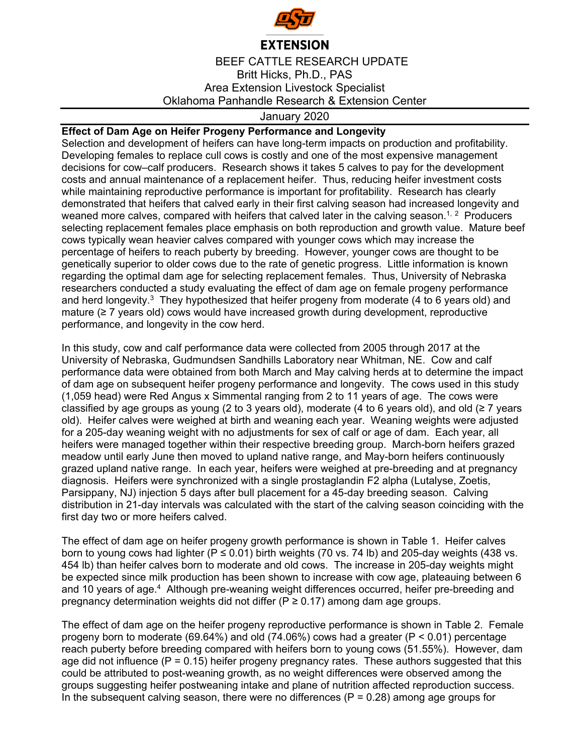**EXTENSION**

BEEF CATTLE RESEARCH UPDATE
Britt Hicks, Ph.D., PAS
Area Extension Livestock Specialist
Oklahoma Panhandle Research & Extension Center

January 2020

**Effect of Dam Age on Heifer Progeny Performance and Longevity**

Selection and development of heifers can have long-term impacts on production and profitability. Developing females to replace cull cows is costly and one of the most expensive management decisions for cow–calf producers. Research shows it takes 5 calves to pay for the development costs and annual maintenance of a replacement heifer. Thus, reducing heifer investment costs while maintaining reproductive performance is important for profitability. Research has clearly demonstrated that heifers that calved early in their first calving season had increased longevity and weaned more calves, compared with heifers that calved later in the calving season.[1, 2] Producers selecting replacement females place emphasis on both reproduction and growth value. Mature beef cows typically wean heavier calves compared with younger cows which may increase the percentage of heifers to reach puberty by breeding. However, younger cows are thought to be genetically superior to older cows due to the rate of genetic progress. Little information is known regarding the optimal dam age for selecting replacement females. Thus, University of Nebraska researchers conducted a study evaluating the effect of dam age on female progeny performance and herd longevity.[3] They hypothesized that heifer progeny from moderate (4 to 6 years old) and mature (≥ 7 years old) cows would have increased growth during development, reproductive performance, and longevity in the cow herd.

In this study, cow and calf performance data were collected from 2005 through 2017 at the University of Nebraska, Gudmundsen Sandhills Laboratory near Whitman, NE. Cow and calf performance data were obtained from both March and May calving herds at to determine the impact of dam age on subsequent heifer progeny performance and longevity. The cows used in this study (1,059 head) were Red Angus x Simmental ranging from 2 to 11 years of age. The cows were classified by age groups as young (2 to 3 years old), moderate (4 to 6 years old), and old (≥ 7 years old). Heifer calves were weighed at birth and weaning each year. Weaning weights were adjusted for a 205-day weaning weight with no adjustments for sex of calf or age of dam. Each year, all heifers were managed together within their respective breeding group. March-born heifers grazed meadow until early June then moved to upland native range, and May-born heifers continuously grazed upland native range. In each year, heifers were weighed at pre-breeding and at pregnancy diagnosis. Heifers were synchronized with a single prostaglandin F2 alpha (Lutalyse, Zoetis, Parsippany, NJ) injection 5 days after bull placement for a 45-day breeding season. Calving distribution in 21-day intervals was calculated with the start of the calving season coinciding with the first day two or more heifers calved.

The effect of dam age on heifer progeny growth performance is shown in Table 1. Heifer calves born to young cows had lighter ($P \leq 0.01$) birth weights (70 vs. 74 lb) and 205-day weights (438 vs. 454 lb) than heifer calves born to moderate and old cows. The increase in 205-day weights might be expected since milk production has been shown to increase with cow age, plateauing between 6 and 10 years of age.[4] Although pre-weaning weight differences occurred, heifer pre-breeding and pregnancy determination weights did not differ ($P \geq 0.17$) among dam age groups.

The effect of dam age on the heifer progeny reproductive performance is shown in Table 2. Female progeny born to moderate (69.64%) and old (74.06%) cows had a greater ($P < 0.01$) percentage reach puberty before breeding compared with heifers born to young cows (51.55%). However, dam age did not influence ($P = 0.15$) heifer progeny pregnancy rates. These authors suggested that this could be attributed to post-weaning growth, as no weight differences were observed among the groups suggesting heifer postweaning intake and plane of nutrition affected reproduction success. In the subsequent calving season, there were no differences ($P = 0.28$) among age groups for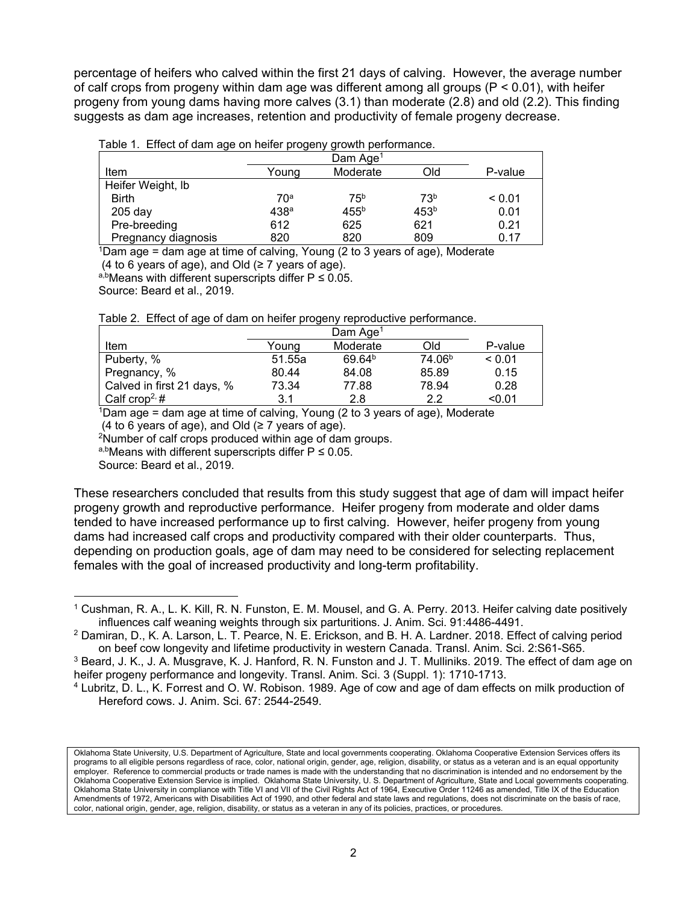percentage of heifers who calved within the first 21 days of calving. However, the average number of calf crops from progeny within dam age was different among all groups ($P < 0.01$), with heifer progeny from young dams having more calves (3.1) than moderate (2.8) and old (2.2). This finding suggests as dam age increases, retention and productivity of female progeny decrease.

Table 1. Effect of dam age on heifer progeny growth performance.

| | Dam Age[1] | | | |
|---|---|---|---|---|
| Item | Young | Moderate | Old | P-value |
| Heifer Weight, lb | | | | |
| Birth | 70[a] | 75[b] | 73[b] | < 0.01 |
| 205 day | 438[a] | 455[b] | 453[b] | 0.01 |
| Pre-breeding | 612 | 625 | 621 | 0.21 |
| Pregnancy diagnosis | 820 | 820 | 809 | 0.17 |

[1]Dam age = dam age at time of calving, Young (2 to 3 years of age), Moderate (4 to 6 years of age), and Old (≥ 7 years of age).
[a,b]Means with different superscripts differ $P \leq 0.05$.
Source: Beard et al., 2019.

Table 2. Effect of age of dam on heifer progeny reproductive performance.

| | Dam Age[1] | | | |
|---|---|---|---|---|
| Item | Young | Moderate | Old | P-value |
| Puberty, % | 51.55a | 69.64[b] | 74.06[b] | < 0.01 |
| Pregnancy, % | 80.44 | 84.08 | 85.89 | 0.15 |
| Calved in first 21 days, % | 73.34 | 77.88 | 78.94 | 0.28 |
| Calf crop[2], # | 3.1 | 2.8 | 2.2 | <0.01 |

[1]Dam age = dam age at time of calving, Young (2 to 3 years of age), Moderate (4 to 6 years of age), and Old (≥ 7 years of age).
[2]Number of calf crops produced within age of dam groups.
[a,b]Means with different superscripts differ $P \leq 0.05$.
Source: Beard et al., 2019.

These researchers concluded that results from this study suggest that age of dam will impact heifer progeny growth and reproductive performance. Heifer progeny from moderate and older dams tended to have increased performance up to first calving. However, heifer progeny from young dams had increased calf crops and productivity compared with their older counterparts. Thus, depending on production goals, age of dam may need to be considered for selecting replacement females with the goal of increased productivity and long-term profitability.

---

[1] Cushman, R. A., L. K. Kill, R. N. Funston, E. M. Mousel, and G. A. Perry. 2013. Heifer calving date positively influences calf weaning weights through six parturitions. J. Anim. Sci. 91:4486-4491.

[2] Damiran, D., K. A. Larson, L. T. Pearce, N. E. Erickson, and B. H. A. Lardner. 2018. Effect of calving period on beef cow longevity and lifetime productivity in western Canada. Transl. Anim. Sci. 2:S61-S65.

[3] Beard, J. K., J. A. Musgrave, K. J. Hanford, R. N. Funston and J. T. Mulliniks. 2019. The effect of dam age on heifer progeny performance and longevity. Transl. Anim. Sci. 3 (Suppl. 1): 1710-1713.

[4] Lubritz, D. L., K. Forrest and O. W. Robison. 1989. Age of cow and age of dam effects on milk production of Hereford cows. J. Anim. Sci. 67: 2544-2549.

Oklahoma State University, U.S. Department of Agriculture, State and local governments cooperating. Oklahoma Cooperative Extension Services offers its programs to all eligible persons regardless of race, color, national origin, gender, age, religion, disability, or status as a veteran and is an equal opportunity employer. Reference to commercial products or trade names is made with the understanding that no discrimination is intended and no endorsement by the Oklahoma Cooperative Extension Service is implied. Oklahoma State University, U. S. Department of Agriculture, State and Local governments cooperating. Oklahoma State University in compliance with Title VI and VII of the Civil Rights Act of 1964, Executive Order 11246 as amended, Title IX of the Education Amendments of 1972, Americans with Disabilities Act of 1990, and other federal and state laws and regulations, does not discriminate on the basis of race, color, national origin, gender, age, religion, disability, or status as a veteran in any of its policies, practices, or procedures.